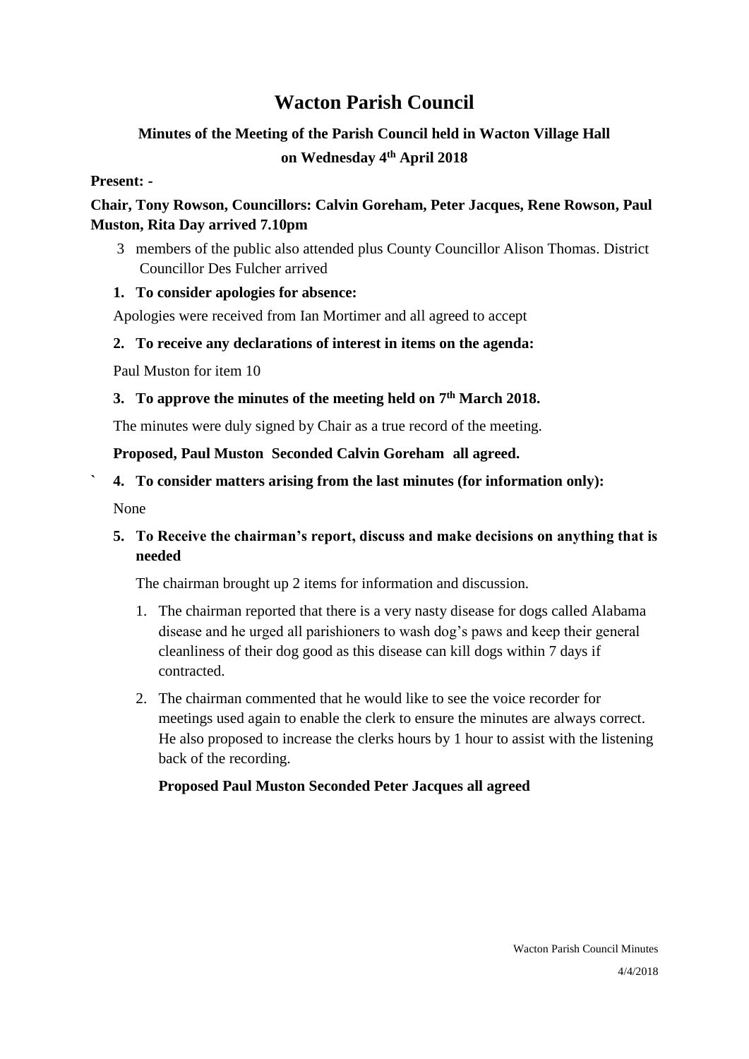# Wacton Parish Council

### Minutes of the Meeting of the Parish Council held in Wacton Village Hall

### on Wednesday 4th April 2018

**Present: -**

**Chair, Tony Rowson, Councillors: Calvin Goreham, Peter Jacques, Rene Rowson, Paul Muston, Rita Day arrived 7.10pm**

3 members of the public also attended plus County Councillor Alison Thomas. District Councillor Des Fulcher arrived

**1. To consider apologies for absence:**

Apologies were received from Ian Mortimer and all agreed to accept

**2. To receive any declarations of interest in items on the agenda:**

Paul Muston for item 10

**3. To approve the minutes of the meeting held on 7th March 2018.**

The minutes were duly signed by Chair as a true record of the meeting.

**Proposed, Paul Muston Seconded Calvin Goreham all agreed.**

` **4. To consider matters arising from the last minutes (for information only):**

None

**5. To Receive the chairman's report, discuss and make decisions on anything that is needed**

The chairman brought up 2 items for information and discussion.

1. The chairman reported that there is a very nasty disease for dogs called Alabama disease and he urged all parishioners to wash dog's paws and keep their general cleanliness of their dog good as this disease can kill dogs within 7 days if contracted.
2. The chairman commented that he would like to see the voice recorder for meetings used again to enable the clerk to ensure the minutes are always correct. He also proposed to increase the clerks hours by 1 hour to assist with the listening back of the recording.

**Proposed Paul Muston Seconded Peter Jacques all agreed**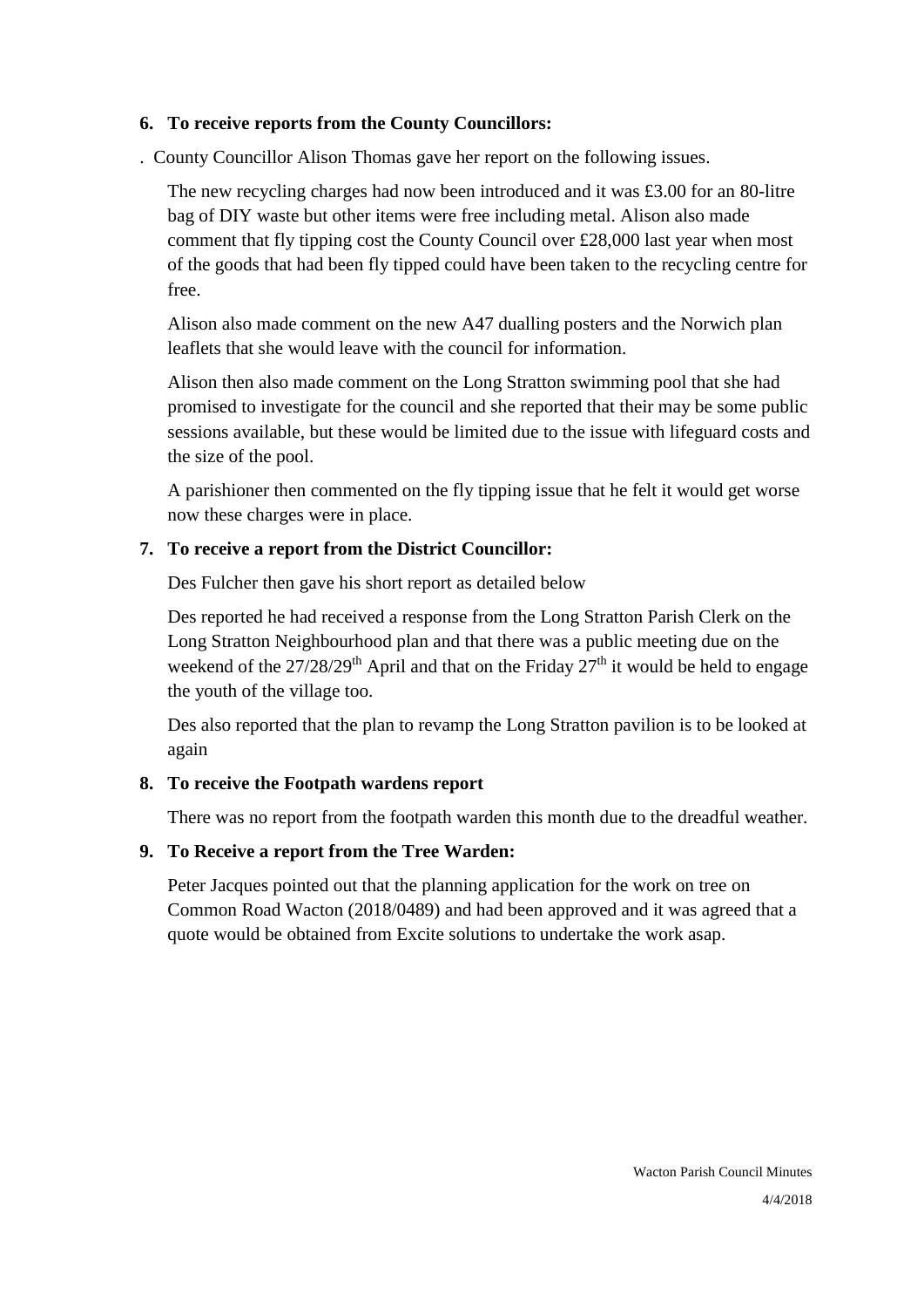6. **To receive reports from the County Councillors:**

. County Councillor Alison Thomas gave her report on the following issues.

The new recycling charges had now been introduced and it was £3.00 for an 80-litre bag of DIY waste but other items were free including metal. Alison also made comment that fly tipping cost the County Council over £28,000 last year when most of the goods that had been fly tipped could have been taken to the recycling centre for free.

Alison also made comment on the new A47 dualling posters and the Norwich plan leaflets that she would leave with the council for information.

Alison then also made comment on the Long Stratton swimming pool that she had promised to investigate for the council and she reported that their may be some public sessions available, but these would be limited due to the issue with lifeguard costs and the size of the pool.

A parishioner then commented on the fly tipping issue that he felt it would get worse now these charges were in place.

7. **To receive a report from the District Councillor:**

Des Fulcher then gave his short report as detailed below

Des reported he had received a response from the Long Stratton Parish Clerk on the Long Stratton Neighbourhood plan and that there was a public meeting due on the weekend of the 27/28/29th April and that on the Friday 27th it would be held to engage the youth of the village too.

Des also reported that the plan to revamp the Long Stratton pavilion is to be looked at again

8. **To receive the Footpath wardens report**

There was no report from the footpath warden this month due to the dreadful weather.

9. **To Receive a report from the Tree Warden:**

Peter Jacques pointed out that the planning application for the work on tree on Common Road Wacton (2018/0489) and had been approved and it was agreed that a quote would be obtained from Excite solutions to undertake the work asap.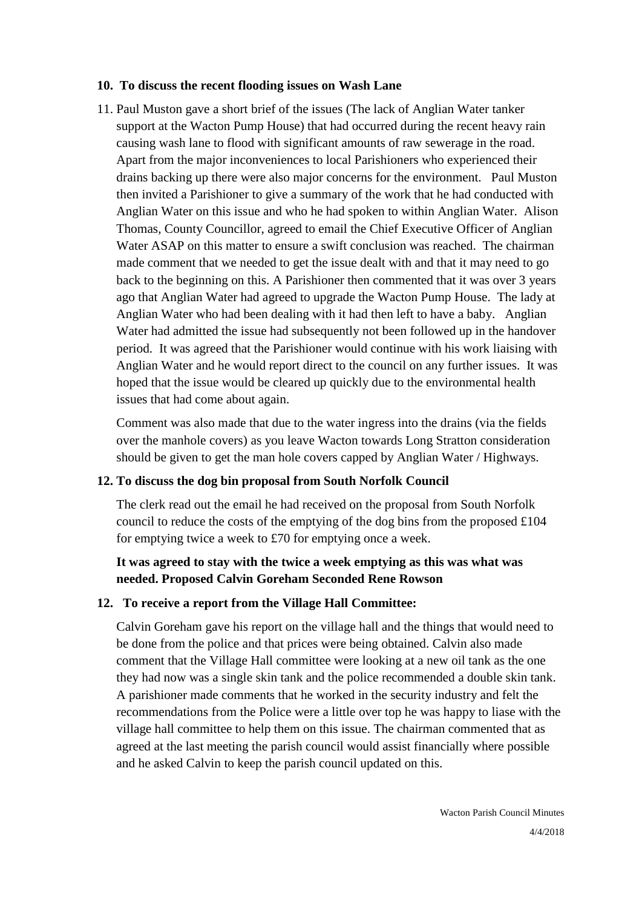**10. To discuss the recent flooding issues on Wash Lane**

11. Paul Muston gave a short brief of the issues (The lack of Anglian Water tanker support at the Wacton Pump House) that had occurred during the recent heavy rain causing wash lane to flood with significant amounts of raw sewerage in the road. Apart from the major inconveniences to local Parishioners who experienced their drains backing up there were also major concerns for the environment. Paul Muston then invited a Parishioner to give a summary of the work that he had conducted with Anglian Water on this issue and who he had spoken to within Anglian Water. Alison Thomas, County Councillor, agreed to email the Chief Executive Officer of Anglian Water ASAP on this matter to ensure a swift conclusion was reached. The chairman made comment that we needed to get the issue dealt with and that it may need to go back to the beginning on this. A Parishioner then commented that it was over 3 years ago that Anglian Water had agreed to upgrade the Wacton Pump House. The lady at Anglian Water who had been dealing with it had then left to have a baby. Anglian Water had admitted the issue had subsequently not been followed up in the handover period. It was agreed that the Parishioner would continue with his work liaising with Anglian Water and he would report direct to the council on any further issues. It was hoped that the issue would be cleared up quickly due to the environmental health issues that had come about again.

    Comment was also made that due to the water ingress into the drains (via the fields over the manhole covers) as you leave Wacton towards Long Stratton consideration should be given to get the man hole covers capped by Anglian Water / Highways.

**12. To discuss the dog bin proposal from South Norfolk Council**

The clerk read out the email he had received on the proposal from South Norfolk council to reduce the costs of the emptying of the dog bins from the proposed £104 for emptying twice a week to £70 for emptying once a week.

**It was agreed to stay with the twice a week emptying as this was what was needed. Proposed Calvin Goreham Seconded Rene Rowson**

**12. To receive a report from the Village Hall Committee:**

Calvin Goreham gave his report on the village hall and the things that would need to be done from the police and that prices were being obtained. Calvin also made comment that the Village Hall committee were looking at a new oil tank as the one they had now was a single skin tank and the police recommended a double skin tank. A parishioner made comments that he worked in the security industry and felt the recommendations from the Police were a little over top he was happy to liase with the village hall committee to help them on this issue. The chairman commented that as agreed at the last meeting the parish council would assist financially where possible and he asked Calvin to keep the parish council updated on this.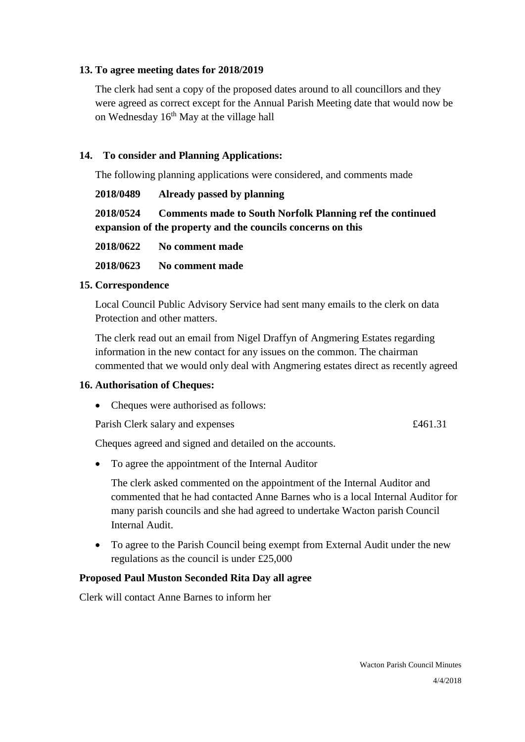**13. To agree meeting dates for 2018/2019**

The clerk had sent a copy of the proposed dates around to all councillors and they were agreed as correct except for the Annual Parish Meeting date that would now be on Wednesday 16th May at the village hall

**14. To consider and Planning Applications:**

The following planning applications were considered, and comments made

**2018/0489 Already passed by planning**

**2018/0524 Comments made to South Norfolk Planning ref the continued expansion of the property and the councils concerns on this**

**2018/0622 No comment made**

**2018/0623 No comment made**

**15. Correspondence**

Local Council Public Advisory Service had sent many emails to the clerk on data Protection and other matters.

The clerk read out an email from Nigel Draffyn of Angmering Estates regarding information in the new contact for any issues on the common. The chairman commented that we would only deal with Angmering estates direct as recently agreed

**16. Authorisation of Cheques:**

- Cheques were authorised as follows:

Parish Clerk salary and expenses £461.31

Cheques agreed and signed and detailed on the accounts.

- To agree the appointment of the Internal Auditor

  The clerk asked commented on the appointment of the Internal Auditor and commented that he had contacted Anne Barnes who is a local Internal Auditor for many parish councils and she had agreed to undertake Wacton parish Council Internal Audit.

- To agree to the Parish Council being exempt from External Audit under the new regulations as the council is under £25,000

**Proposed Paul Muston Seconded Rita Day all agree**

Clerk will contact Anne Barnes to inform her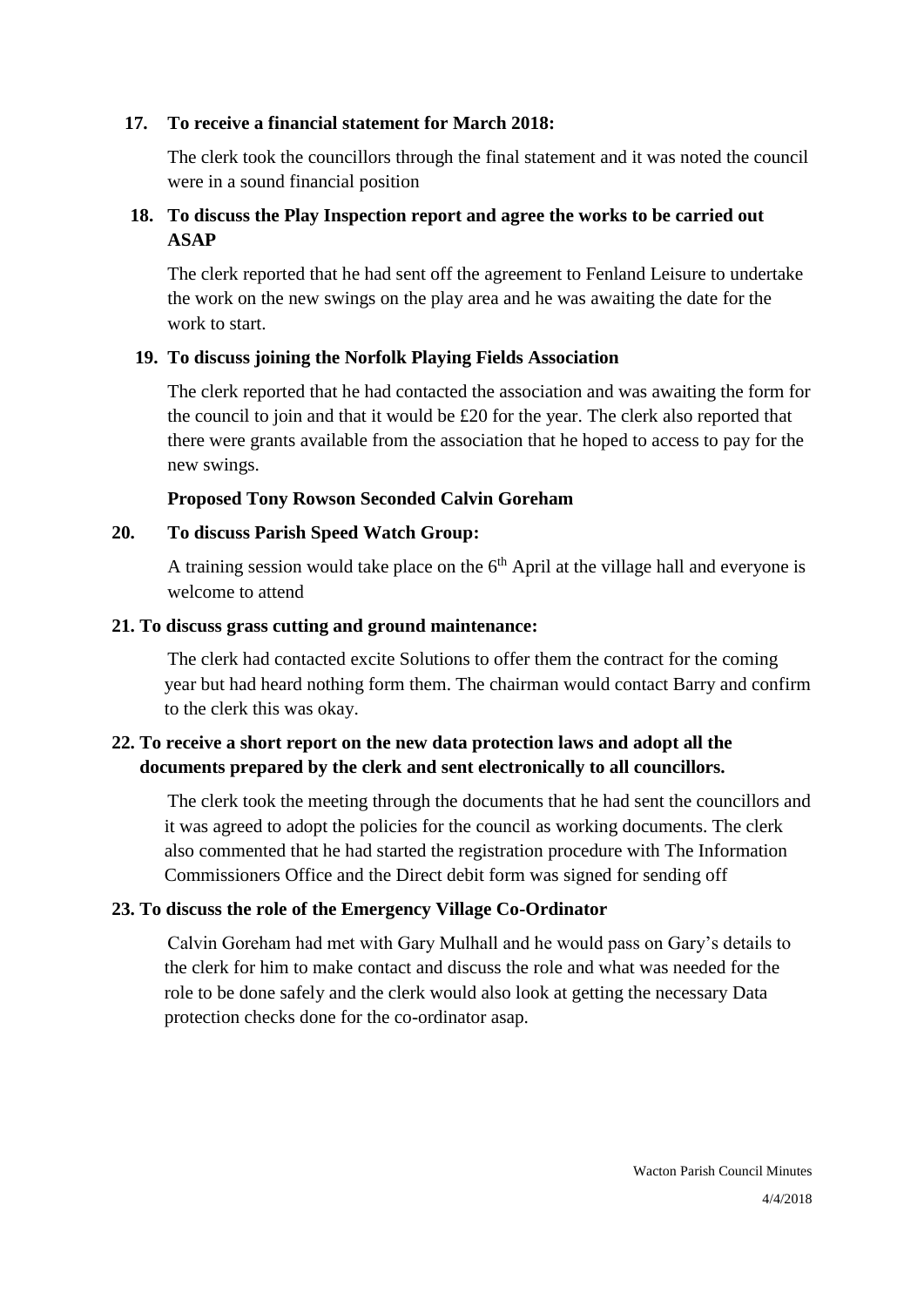**17. To receive a financial statement for March 2018:**

The clerk took the councillors through the final statement and it was noted the council were in a sound financial position

**18. To discuss the Play Inspection report and agree the works to be carried out ASAP**

The clerk reported that he had sent off the agreement to Fenland Leisure to undertake the work on the new swings on the play area and he was awaiting the date for the work to start.

**19. To discuss joining the Norfolk Playing Fields Association**

The clerk reported that he had contacted the association and was awaiting the form for the council to join and that it would be £20 for the year. The clerk also reported that there were grants available from the association that he hoped to access to pay for the new swings.

**Proposed Tony Rowson Seconded Calvin Goreham**

**20. To discuss Parish Speed Watch Group:**

A training session would take place on the 6th April at the village hall and everyone is welcome to attend

**21. To discuss grass cutting and ground maintenance:**

The clerk had contacted excite Solutions to offer them the contract for the coming year but had heard nothing form them. The chairman would contact Barry and confirm to the clerk this was okay.

**22. To receive a short report on the new data protection laws and adopt all the documents prepared by the clerk and sent electronically to all councillors.**

The clerk took the meeting through the documents that he had sent the councillors and it was agreed to adopt the policies for the council as working documents. The clerk also commented that he had started the registration procedure with The Information Commissioners Office and the Direct debit form was signed for sending off

**23. To discuss the role of the Emergency Village Co-Ordinator**

Calvin Goreham had met with Gary Mulhall and he would pass on Gary's details to the clerk for him to make contact and discuss the role and what was needed for the role to be done safely and the clerk would also look at getting the necessary Data protection checks done for the co-ordinator asap.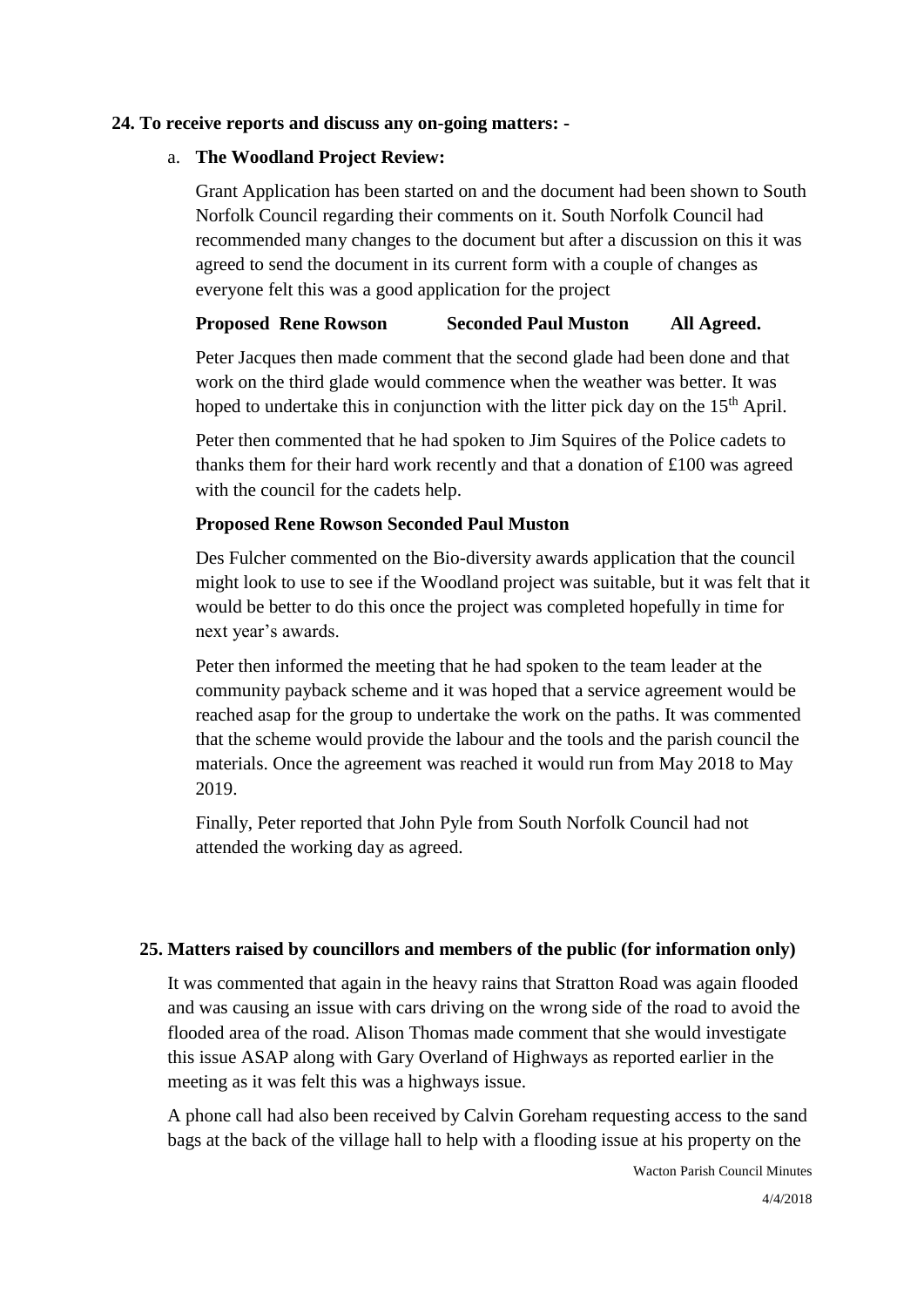**24. To receive reports and discuss any on-going matters: -**

a. **The Woodland Project Review:**

Grant Application has been started on and the document had been shown to South Norfolk Council regarding their comments on it. South Norfolk Council had recommended many changes to the document but after a discussion on this it was agreed to send the document in its current form with a couple of changes as everyone felt this was a good application for the project

**Proposed Rene Rowson Seconded Paul Muston All Agreed.**

Peter Jacques then made comment that the second glade had been done and that work on the third glade would commence when the weather was better. It was hoped to undertake this in conjunction with the litter pick day on the 15th April.

Peter then commented that he had spoken to Jim Squires of the Police cadets to thanks them for their hard work recently and that a donation of £100 was agreed with the council for the cadets help.

**Proposed Rene Rowson Seconded Paul Muston**

Des Fulcher commented on the Bio-diversity awards application that the council might look to use to see if the Woodland project was suitable, but it was felt that it would be better to do this once the project was completed hopefully in time for next year's awards.

Peter then informed the meeting that he had spoken to the team leader at the community payback scheme and it was hoped that a service agreement would be reached asap for the group to undertake the work on the paths. It was commented that the scheme would provide the labour and the tools and the parish council the materials. Once the agreement was reached it would run from May 2018 to May 2019.

Finally, Peter reported that John Pyle from South Norfolk Council had not attended the working day as agreed.

**25. Matters raised by councillors and members of the public (for information only)**

It was commented that again in the heavy rains that Stratton Road was again flooded and was causing an issue with cars driving on the wrong side of the road to avoid the flooded area of the road. Alison Thomas made comment that she would investigate this issue ASAP along with Gary Overland of Highways as reported earlier in the meeting as it was felt this was a highways issue.

A phone call had also been received by Calvin Goreham requesting access to the sand bags at the back of the village hall to help with a flooding issue at his property on the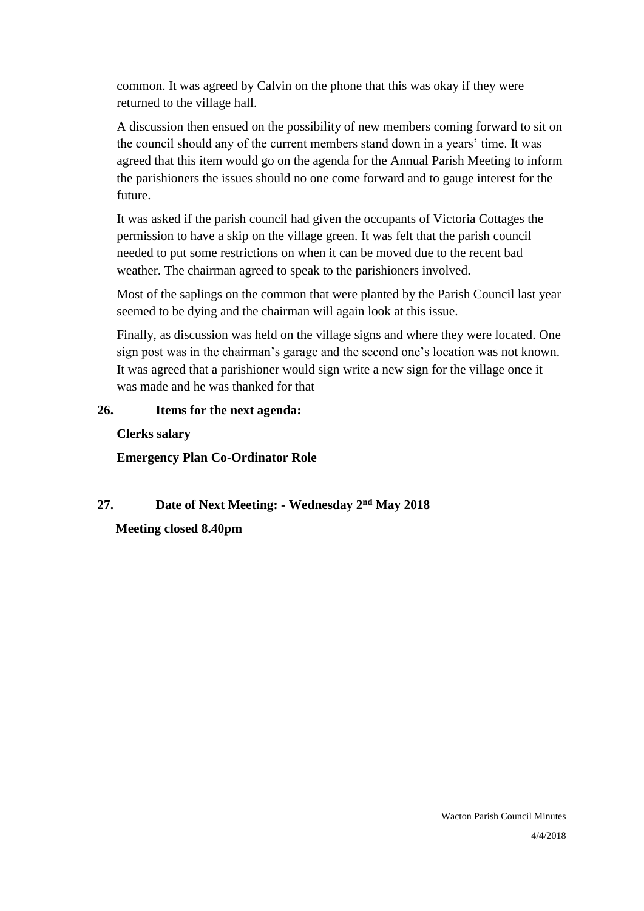common. It was agreed by Calvin on the phone that this was okay if they were returned to the village hall.

A discussion then ensued on the possibility of new members coming forward to sit on the council should any of the current members stand down in a years' time. It was agreed that this item would go on the agenda for the Annual Parish Meeting to inform the parishioners the issues should no one come forward and to gauge interest for the future.

It was asked if the parish council had given the occupants of Victoria Cottages the permission to have a skip on the village green. It was felt that the parish council needed to put some restrictions on when it can be moved due to the recent bad weather. The chairman agreed to speak to the parishioners involved.

Most of the saplings on the common that were planted by the Parish Council last year seemed to be dying and the chairman will again look at this issue.

Finally, as discussion was held on the village signs and where they were located. One sign post was in the chairman's garage and the second one's location was not known. It was agreed that a parishioner would sign write a new sign for the village once it was made and he was thanked for that

**26. Items for the next agenda:**

**Clerks salary**

**Emergency Plan Co-Ordinator Role**

**27. Date of Next Meeting: - Wednesday 2nd May 2018**

**Meeting closed 8.40pm**